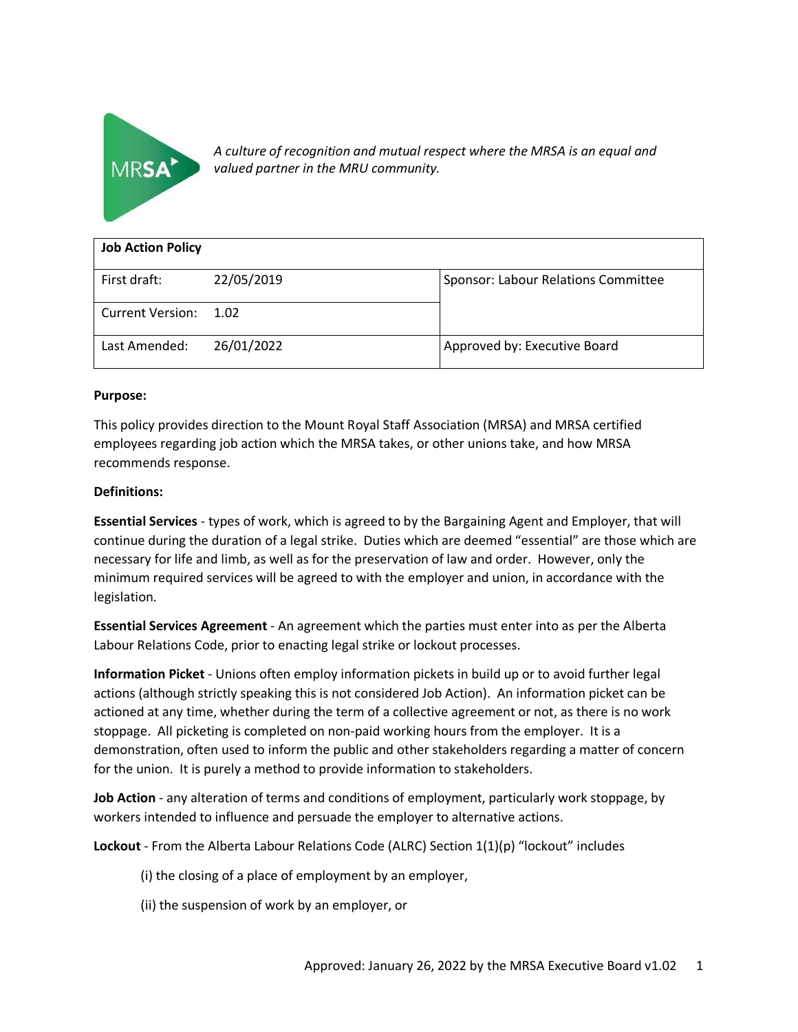*A culture of recognition and mutual respect where the MRSA is an equal and valued partner in the MRU community.*

| **Job Action Policy** | | |
|---|---|---|
| First draft: | 22/05/2019 | Sponsor: Labour Relations Committee |
| Current Version: | 1.02 | |
| Last Amended: | 26/01/2022 | Approved by: Executive Board |

**Purpose:**

This policy provides direction to the Mount Royal Staff Association (MRSA) and MRSA certified employees regarding job action which the MRSA takes, or other unions take, and how MRSA recommends response.

**Definitions:**

**Essential Services** - types of work, which is agreed to by the Bargaining Agent and Employer, that will continue during the duration of a legal strike. Duties which are deemed "essential" are those which are necessary for life and limb, as well as for the preservation of law and order. However, only the minimum required services will be agreed to with the employer and union, in accordance with the legislation.

**Essential Services Agreement** - An agreement which the parties must enter into as per the Alberta Labour Relations Code, prior to enacting legal strike or lockout processes.

**Information Picket** - Unions often employ information pickets in build up or to avoid further legal actions (although strictly speaking this is not considered Job Action). An information picket can be actioned at any time, whether during the term of a collective agreement or not, as there is no work stoppage. All picketing is completed on non-paid working hours from the employer. It is a demonstration, often used to inform the public and other stakeholders regarding a matter of concern for the union. It is purely a method to provide information to stakeholders.

**Job Action** - any alteration of terms and conditions of employment, particularly work stoppage, by workers intended to influence and persuade the employer to alternative actions.

**Lockout** - From the Alberta Labour Relations Code (ALRC) Section 1(1)(p) "lockout" includes

(i) the closing of a place of employment by an employer,

(ii) the suspension of work by an employer, or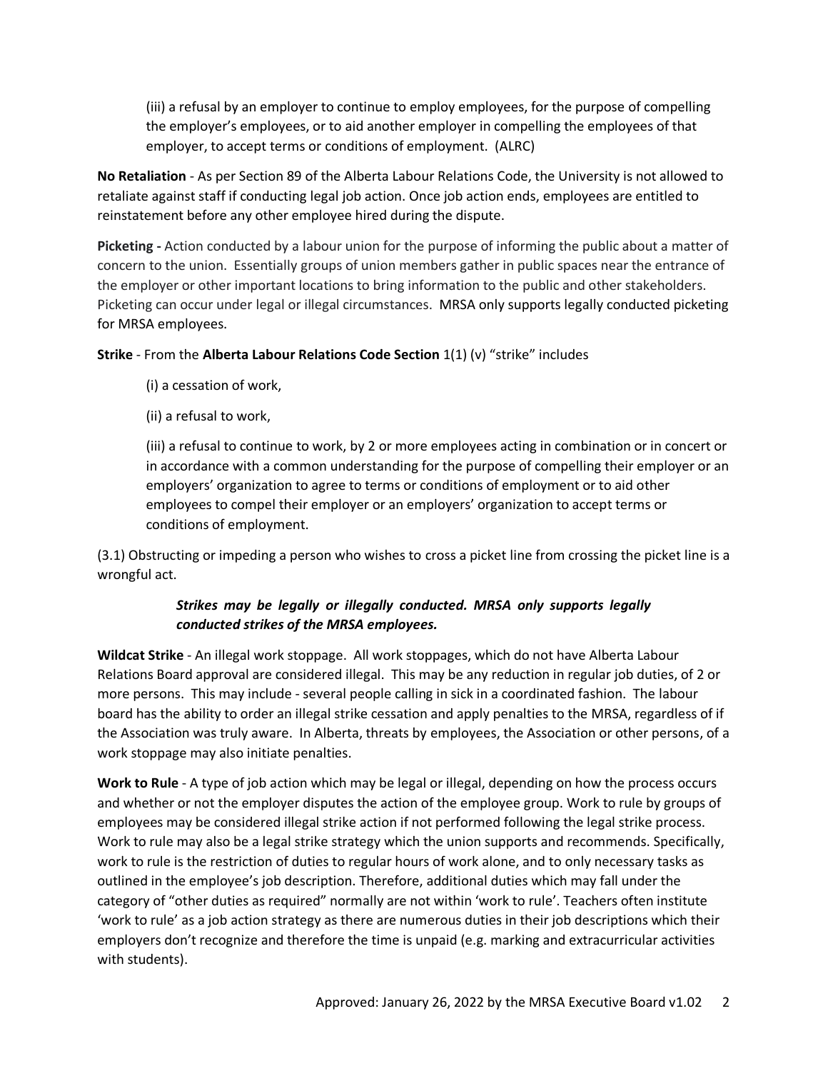(iii) a refusal by an employer to continue to employ employees, for the purpose of compelling the employer's employees, or to aid another employer in compelling the employees of that employer, to accept terms or conditions of employment. (ALRC)

**No Retaliation** - As per Section 89 of the Alberta Labour Relations Code, the University is not allowed to retaliate against staff if conducting legal job action. Once job action ends, employees are entitled to reinstatement before any other employee hired during the dispute.

**Picketing -** Action conducted by a labour union for the purpose of informing the public about a matter of concern to the union. Essentially groups of union members gather in public spaces near the entrance of the employer or other important locations to bring information to the public and other stakeholders. Picketing can occur under legal or illegal circumstances. MRSA only supports legally conducted picketing for MRSA employees.

**Strike** - From the **Alberta Labour Relations Code Section** 1(1) (v) "strike" includes

(i) a cessation of work,

(ii) a refusal to work,

(iii) a refusal to continue to work, by 2 or more employees acting in combination or in concert or in accordance with a common understanding for the purpose of compelling their employer or an employers' organization to agree to terms or conditions of employment or to aid other employees to compel their employer or an employers' organization to accept terms or conditions of employment.

(3.1) Obstructing or impeding a person who wishes to cross a picket line from crossing the picket line is a wrongful act.

***Strikes may be legally or illegally conducted. MRSA only supports legally conducted strikes of the MRSA employees.***

**Wildcat Strike** - An illegal work stoppage. All work stoppages, which do not have Alberta Labour Relations Board approval are considered illegal. This may be any reduction in regular job duties, of 2 or more persons. This may include - several people calling in sick in a coordinated fashion. The labour board has the ability to order an illegal strike cessation and apply penalties to the MRSA, regardless of if the Association was truly aware. In Alberta, threats by employees, the Association or other persons, of a work stoppage may also initiate penalties.

**Work to Rule** - A type of job action which may be legal or illegal, depending on how the process occurs and whether or not the employer disputes the action of the employee group. Work to rule by groups of employees may be considered illegal strike action if not performed following the legal strike process. Work to rule may also be a legal strike strategy which the union supports and recommends. Specifically, work to rule is the restriction of duties to regular hours of work alone, and to only necessary tasks as outlined in the employee's job description. Therefore, additional duties which may fall under the category of "other duties as required" normally are not within 'work to rule'. Teachers often institute 'work to rule' as a job action strategy as there are numerous duties in their job descriptions which their employers don't recognize and therefore the time is unpaid (e.g. marking and extracurricular activities with students).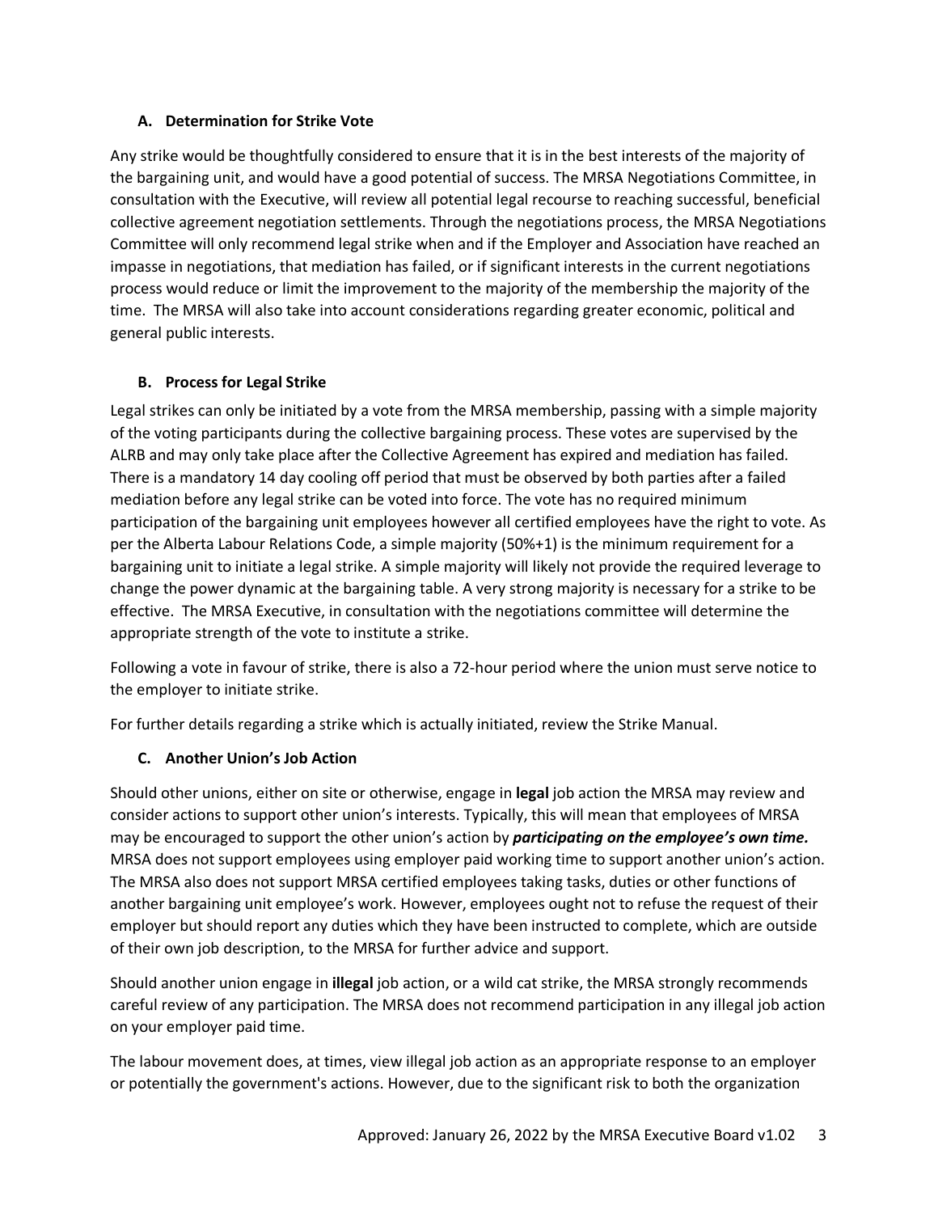### A. Determination for Strike Vote

Any strike would be thoughtfully considered to ensure that it is in the best interests of the majority of the bargaining unit, and would have a good potential of success. The MRSA Negotiations Committee, in consultation with the Executive, will review all potential legal recourse to reaching successful, beneficial collective agreement negotiation settlements. Through the negotiations process, the MRSA Negotiations Committee will only recommend legal strike when and if the Employer and Association have reached an impasse in negotiations, that mediation has failed, or if significant interests in the current negotiations process would reduce or limit the improvement to the majority of the membership the majority of the time. The MRSA will also take into account considerations regarding greater economic, political and general public interests.

### B. Process for Legal Strike

Legal strikes can only be initiated by a vote from the MRSA membership, passing with a simple majority of the voting participants during the collective bargaining process. These votes are supervised by the ALRB and may only take place after the Collective Agreement has expired and mediation has failed. There is a mandatory 14 day cooling off period that must be observed by both parties after a failed mediation before any legal strike can be voted into force. The vote has no required minimum participation of the bargaining unit employees however all certified employees have the right to vote. As per the Alberta Labour Relations Code, a simple majority (50%+1) is the minimum requirement for a bargaining unit to initiate a legal strike. A simple majority will likely not provide the required leverage to change the power dynamic at the bargaining table. A very strong majority is necessary for a strike to be effective. The MRSA Executive, in consultation with the negotiations committee will determine the appropriate strength of the vote to institute a strike.

Following a vote in favour of strike, there is also a 72-hour period where the union must serve notice to the employer to initiate strike.

For further details regarding a strike which is actually initiated, review the Strike Manual.

### C. Another Union's Job Action

Should other unions, either on site or otherwise, engage in **legal** job action the MRSA may review and consider actions to support other union's interests. Typically, this will mean that employees of MRSA may be encouraged to support the other union's action by ***participating on the employee's own time.*** MRSA does not support employees using employer paid working time to support another union's action. The MRSA also does not support MRSA certified employees taking tasks, duties or other functions of another bargaining unit employee's work. However, employees ought not to refuse the request of their employer but should report any duties which they have been instructed to complete, which are outside of their own job description, to the MRSA for further advice and support.

Should another union engage in **illegal** job action, or a wild cat strike, the MRSA strongly recommends careful review of any participation. The MRSA does not recommend participation in any illegal job action on your employer paid time.

The labour movement does, at times, view illegal job action as an appropriate response to an employer or potentially the government's actions. However, due to the significant risk to both the organization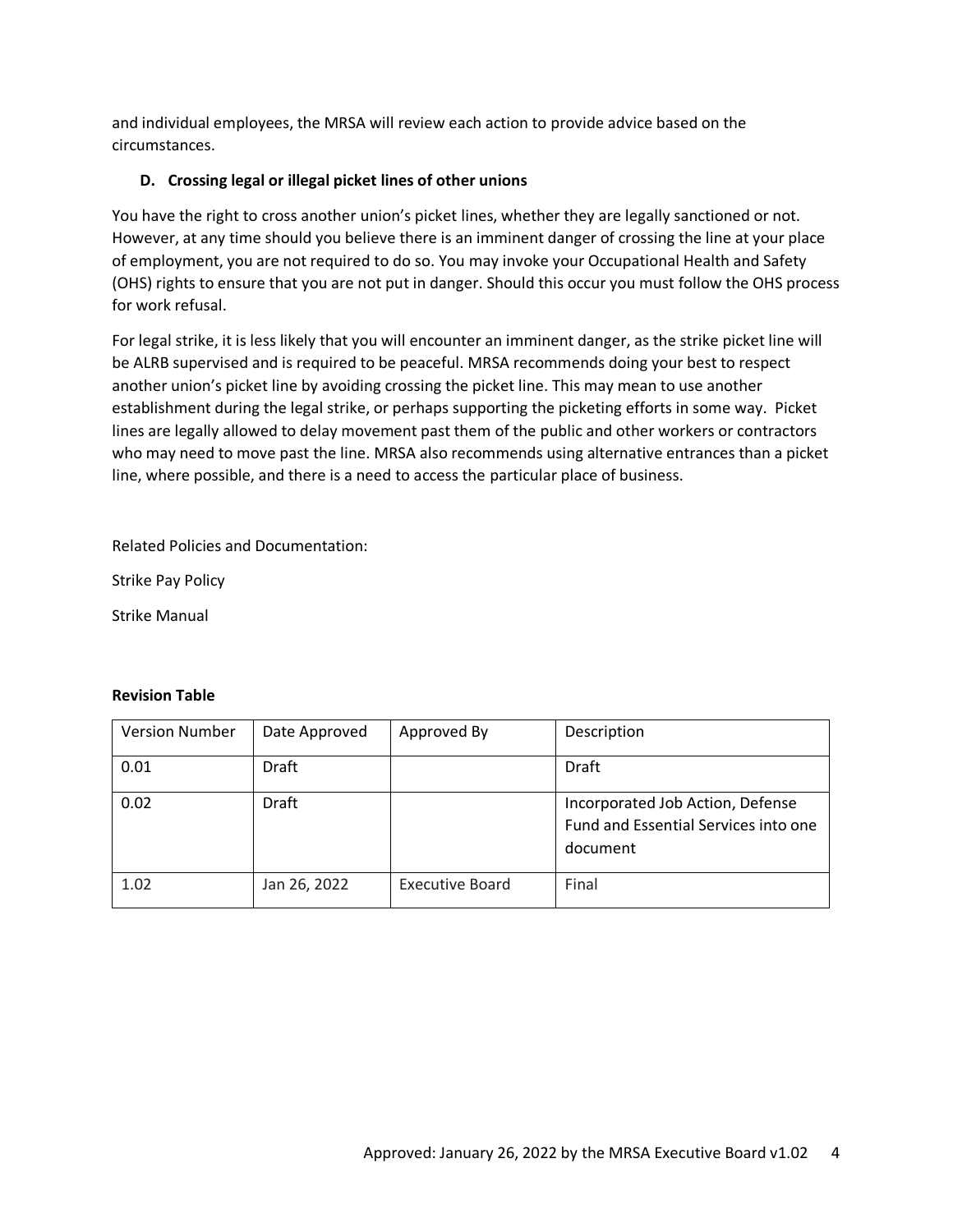and individual employees, the MRSA will review each action to provide advice based on the circumstances.

### D. Crossing legal or illegal picket lines of other unions

You have the right to cross another union's picket lines, whether they are legally sanctioned or not. However, at any time should you believe there is an imminent danger of crossing the line at your place of employment, you are not required to do so. You may invoke your Occupational Health and Safety (OHS) rights to ensure that you are not put in danger. Should this occur you must follow the OHS process for work refusal.

For legal strike, it is less likely that you will encounter an imminent danger, as the strike picket line will be ALRB supervised and is required to be peaceful. MRSA recommends doing your best to respect another union's picket line by avoiding crossing the picket line. This may mean to use another establishment during the legal strike, or perhaps supporting the picketing efforts in some way. Picket lines are legally allowed to delay movement past them of the public and other workers or contractors who may need to move past the line. MRSA also recommends using alternative entrances than a picket line, where possible, and there is a need to access the particular place of business.

Related Policies and Documentation:

Strike Pay Policy

Strike Manual

**Revision Table**

| Version Number | Date Approved | Approved By | Description |
|---|---|---|---|
| 0.01 | Draft | | Draft |
| 0.02 | Draft | | Incorporated Job Action, Defense Fund and Essential Services into one document |
| 1.02 | Jan 26, 2022 | Executive Board | Final |

Approved: January 26, 2022 by the MRSA Executive Board v1.02